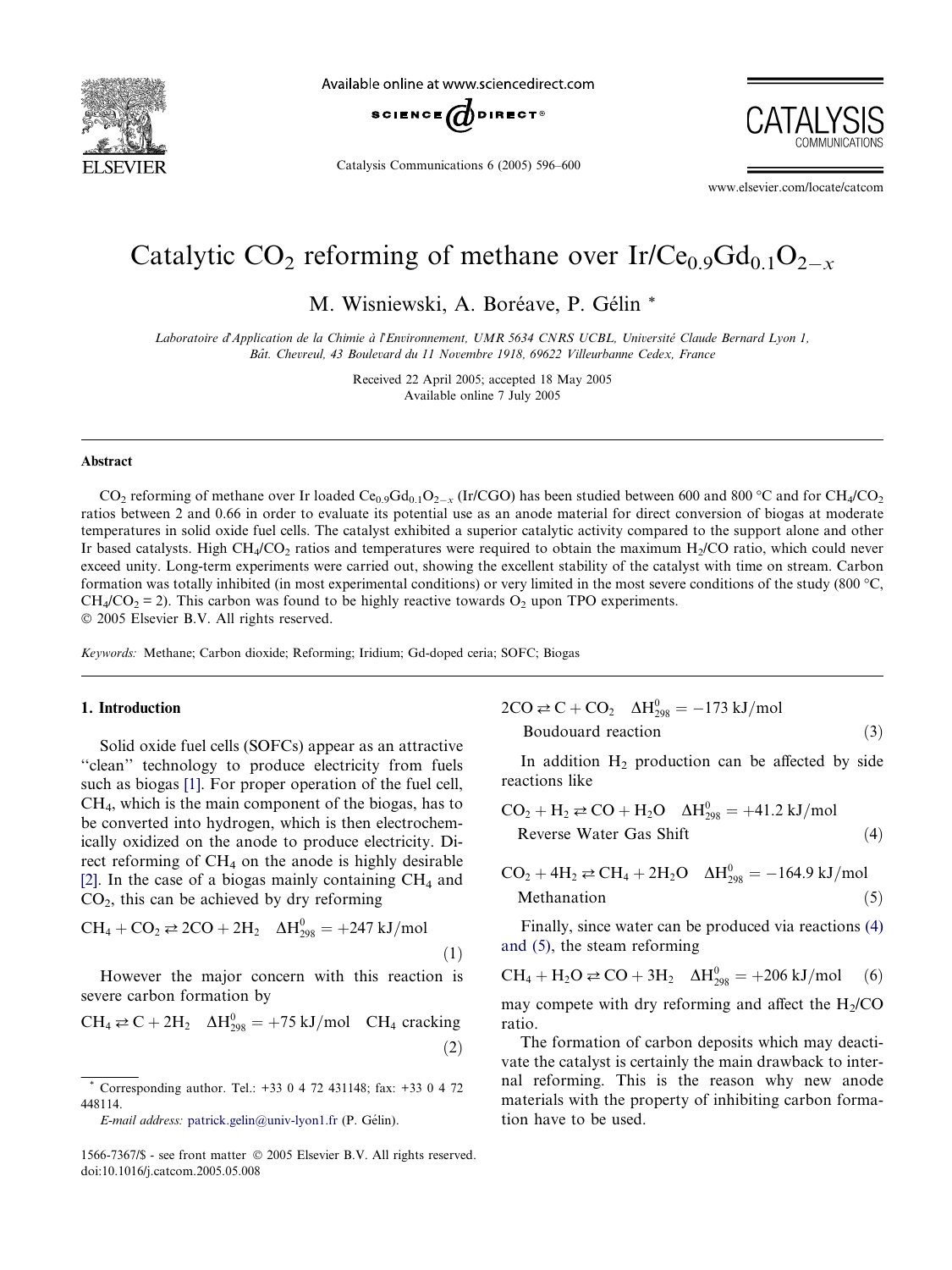# Catalytic $CO_2$ reforming of methane over $Ir/Ce_{0.9}Gd_{0.1}O_{2-x}$

M. Wisniewski, A. Boréave, P. Gélin *

*Laboratoire d'Application de la Chimie à l'Environnement, UMR 5634 CNRS UCBL, Université Claude Bernard Lyon 1, Bât. Chevreul, 43 Boulevard du 11 Novembre 1918, 69622 Villeurbanne Cedex, France*

Received 22 April 2005; accepted 18 May 2005
Available online 7 July 2005

## Abstract

$CO_2$ reforming of methane over Ir loaded $Ce_{0.9}Gd_{0.1}O_{2-x}$ (Ir/CGO) has been studied between 600 and 800 °C and for $CH_4/CO_2$ ratios between 2 and 0.66 in order to evaluate its potential use as an anode material for direct conversion of biogas at moderate temperatures in solid oxide fuel cells. The catalyst exhibited a superior catalytic activity compared to the support alone and other Ir based catalysts. High $CH_4/CO_2$ ratios and temperatures were required to obtain the maximum $H_2/CO$ ratio, which could never exceed unity. Long-term experiments were carried out, showing the excellent stability of the catalyst with time on stream. Carbon formation was totally inhibited (in most experimental conditions) or very limited in the most severe conditions of the study (800 °C, $CH_4/CO_2 = 2$). This carbon was found to be highly reactive towards $O_2$ upon TPO experiments.
© 2005 Elsevier B.V. All rights reserved.

*Keywords:* Methane; Carbon dioxide; Reforming; Iridium; Gd-doped ceria; SOFC; Biogas

## 1. Introduction

Solid oxide fuel cells (SOFCs) appear as an attractive "clean" technology to produce electricity from fuels such as biogas [1]. For proper operation of the fuel cell, $CH_4$, which is the main component of the biogas, has to be converted into hydrogen, which is then electrochemically oxidized on the anode to produce electricity. Direct reforming of $CH_4$ on the anode is highly desirable [2]. In the case of a biogas mainly containing $CH_4$ and $CO_2$, this can be achieved by dry reforming

$$CH_4 + CO_2 \rightleftarrows 2CO + 2H_2 \quad \Delta H^0_{298} = +247\ \text{kJ/mol} \tag{1}$$

However the major concern with this reaction is severe carbon formation by

$$CH_4 \rightleftarrows C + 2H_2 \quad \Delta H^0_{298} = +75\ \text{kJ/mol} \quad \text{CH}_4\ \text{cracking} \tag{2}$$

$$2CO \rightleftarrows C + CO_2 \quad \Delta H^0_{298} = -173\ \text{kJ/mol} \quad \text{Boudouard reaction} \tag{3}$$

In addition $H_2$ production can be affected by side reactions like

$$CO_2 + H_2 \rightleftarrows CO + H_2O \quad \Delta H^0_{298} = +41.2\ \text{kJ/mol} \quad \text{Reverse Water Gas Shift} \tag{4}$$

$$CO_2 + 4H_2 \rightleftarrows CH_4 + 2H_2O \quad \Delta H^0_{298} = -164.9\ \text{kJ/mol} \quad \text{Methanation} \tag{5}$$

Finally, since water can be produced via reactions (4) and (5), the steam reforming

$$CH_4 + H_2O \rightleftarrows CO + 3H_2 \quad \Delta H^0_{298} = +206\ \text{kJ/mol} \tag{6}$$

may compete with dry reforming and affect the $H_2/CO$ ratio.

The formation of carbon deposits which may deactivate the catalyst is certainly the main drawback to internal reforming. This is the reason why new anode materials with the property of inhibiting carbon formation have to be used.

* Corresponding author. Tel.: +33 0 4 72 431148; fax: +33 0 4 72 448114.
E-mail address: patrick.gelin@univ-lyon1.fr (P. Gélin).

1566-7367/$ - see front matter © 2005 Elsevier B.V. All rights reserved.
doi:10.1016/j.catcom.2005.05.008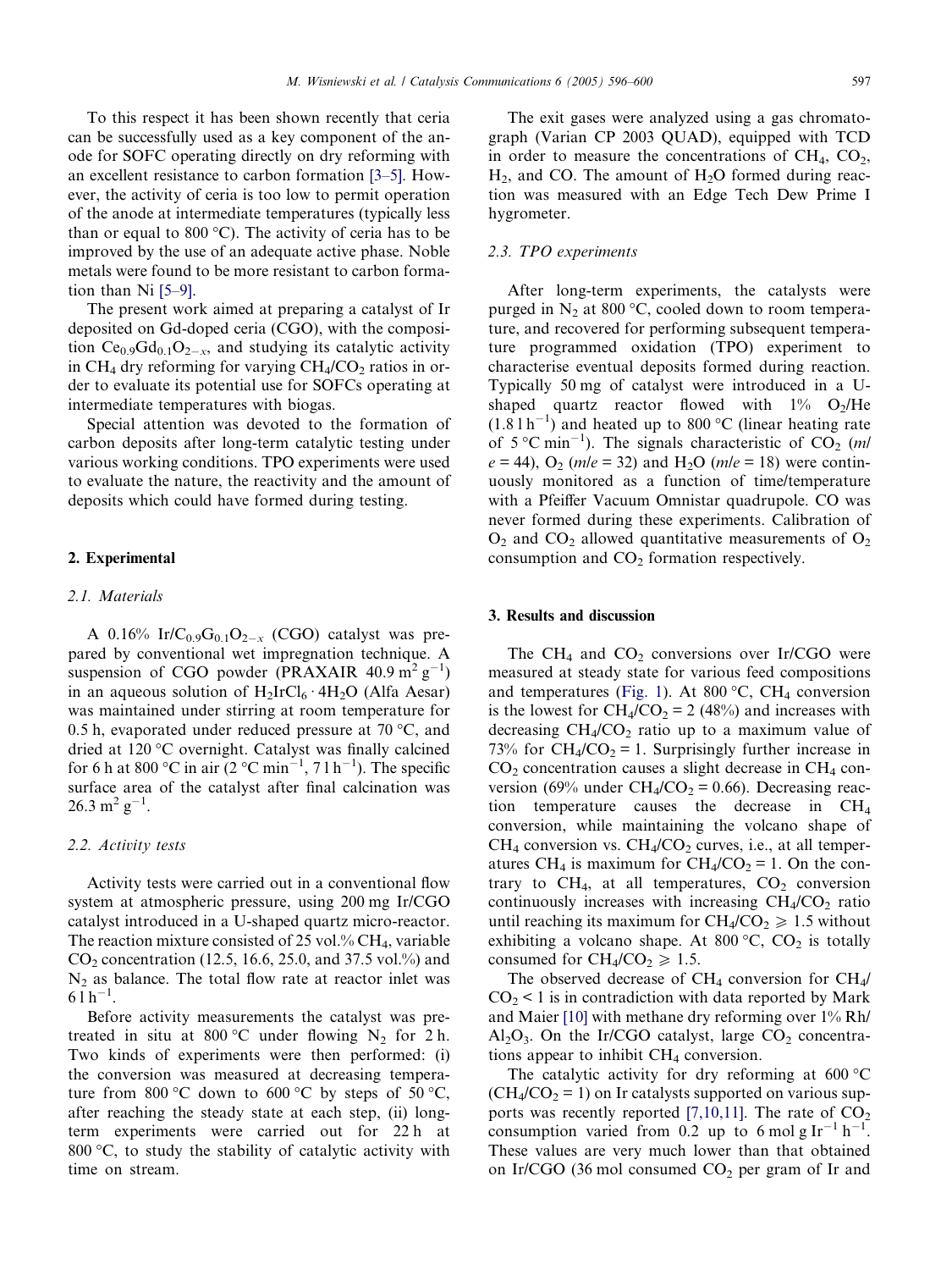To this respect it has been shown recently that ceria can be successfully used as a key component of the anode for SOFC operating directly on dry reforming with an excellent resistance to carbon formation [3–5]. However, the activity of ceria is too low to permit operation of the anode at intermediate temperatures (typically less than or equal to 800 °C). The activity of ceria has to be improved by the use of an adequate active phase. Noble metals were found to be more resistant to carbon formation than Ni [5–9].

The present work aimed at preparing a catalyst of Ir deposited on Gd-doped ceria (CGO), with the composition $Ce_{0.9}Gd_{0.1}O_{2-x}$, and studying its catalytic activity in $CH_4$ dry reforming for varying $CH_4/CO_2$ ratios in order to evaluate its potential use for SOFCs operating at intermediate temperatures with biogas.

Special attention was devoted to the formation of carbon deposits after long-term catalytic testing under various working conditions. TPO experiments were used to evaluate the nature, the reactivity and the amount of deposits which could have formed during testing.

## 2. Experimental

### 2.1. Materials

A 0.16% $Ir/C_{0.9}G_{0.1}O_{2-x}$ (CGO) catalyst was prepared by conventional wet impregnation technique. A suspension of CGO powder (PRAXAIR 40.9 $m^2\,g^{-1}$) in an aqueous solution of $H_2IrCl_6 \cdot 4H_2O$ (Alfa Aesar) was maintained under stirring at room temperature for 0.5 h, evaporated under reduced pressure at 70 °C, and dried at 120 °C overnight. Catalyst was finally calcined for 6 h at 800 °C in air (2 °C $min^{-1}$, 7 l $h^{-1}$). The specific surface area of the catalyst after final calcination was 26.3 $m^2\,g^{-1}$.

### 2.2. Activity tests

Activity tests were carried out in a conventional flow system at atmospheric pressure, using 200 mg Ir/CGO catalyst introduced in a U-shaped quartz micro-reactor. The reaction mixture consisted of 25 vol.% $CH_4$, variable $CO_2$ concentration (12.5, 16.6, 25.0, and 37.5 vol.%) and $N_2$ as balance. The total flow rate at reactor inlet was 6 l $h^{-1}$.

Before activity measurements the catalyst was pretreated in situ at 800 °C under flowing $N_2$ for 2 h. Two kinds of experiments were then performed: (i) the conversion was measured at decreasing temperature from 800 °C down to 600 °C by steps of 50 °C, after reaching the steady state at each step, (ii) long-term experiments were carried out for 22 h at 800 °C, to study the stability of catalytic activity with time on stream.

The exit gases were analyzed using a gas chromatograph (Varian CP 2003 QUAD), equipped with TCD in order to measure the concentrations of $CH_4$, $CO_2$, $H_2$, and CO. The amount of $H_2O$ formed during reaction was measured with an Edge Tech Dew Prime I hygrometer.

### 2.3. TPO experiments

After long-term experiments, the catalysts were purged in $N_2$ at 800 °C, cooled down to room temperature, and recovered for performing subsequent temperature programmed oxidation (TPO) experiment to characterise eventual deposits formed during reaction. Typically 50 mg of catalyst were introduced in a U-shaped quartz reactor flowed with 1% $O_2$/He (1.8 l $h^{-1}$) and heated up to 800 °C (linear heating rate of 5 °C $min^{-1}$). The signals characteristic of $CO_2$ ($m/e = 44$), $O_2$ ($m/e = 32$) and $H_2O$ ($m/e = 18$) were continuously monitored as a function of time/temperature with a Pfeiffer Vacuum Omnistar quadrupole. CO was never formed during these experiments. Calibration of $O_2$ and $CO_2$ allowed quantitative measurements of $O_2$ consumption and $CO_2$ formation respectively.

## 3. Results and discussion

The $CH_4$ and $CO_2$ conversions over Ir/CGO were measured at steady state for various feed compositions and temperatures (Fig. 1). At 800 °C, $CH_4$ conversion is the lowest for $CH_4/CO_2 = 2$ (48%) and increases with decreasing $CH_4/CO_2$ ratio up to a maximum value of 73% for $CH_4/CO_2 = 1$. Surprisingly further increase in $CO_2$ concentration causes a slight decrease in $CH_4$ conversion (69% under $CH_4/CO_2 = 0.66$). Decreasing reaction temperature causes the decrease in $CH_4$ conversion, while maintaining the volcano shape of $CH_4$ conversion vs. $CH_4/CO_2$ curves, i.e., at all temperatures $CH_4$ is maximum for $CH_4/CO_2 = 1$. On the contrary to $CH_4$, at all temperatures, $CO_2$ conversion continuously increases with increasing $CH_4/CO_2$ ratio until reaching its maximum for $CH_4/CO_2 \geqslant 1.5$ without exhibiting a volcano shape. At 800 °C, $CO_2$ is totally consumed for $CH_4/CO_2 \geqslant 1.5$.

The observed decrease of $CH_4$ conversion for $CH_4/CO_2 < 1$ is in contradiction with data reported by Mark and Maier [10] with methane dry reforming over 1% Rh/$Al_2O_3$. On the Ir/CGO catalyst, large $CO_2$ concentrations appear to inhibit $CH_4$ conversion.

The catalytic activity for dry reforming at 600 °C ($CH_4/CO_2 = 1$) on Ir catalysts supported on various supports was recently reported [7,10,11]. The rate of $CO_2$ consumption varied from 0.2 up to 6 mol g $Ir^{-1}\,h^{-1}$. These values are very much lower than that obtained on Ir/CGO (36 mol consumed $CO_2$ per gram of Ir and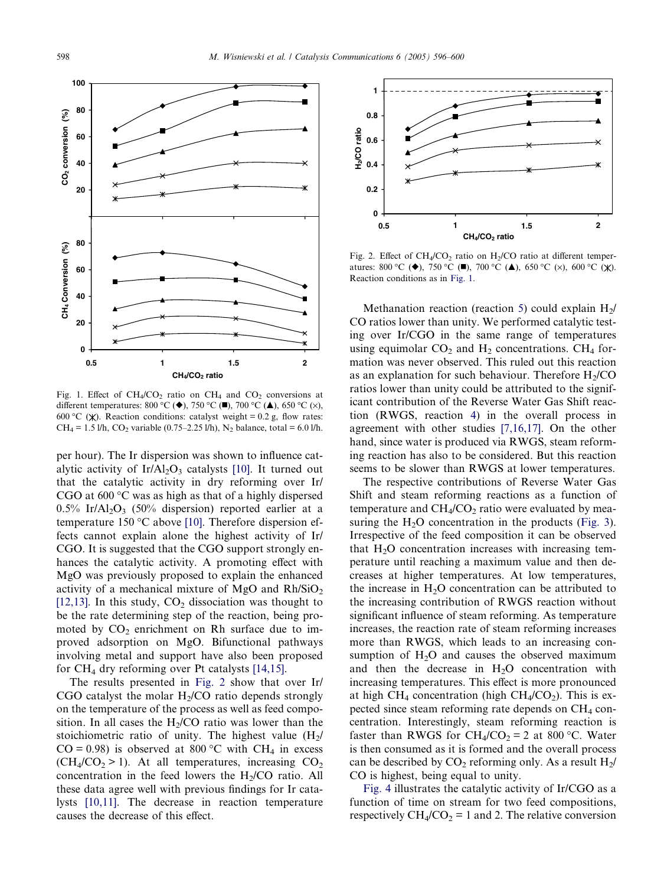Fig. 1. Effect of $CH_4/CO_2$ ratio on $CH_4$ and $CO_2$ conversions at different temperatures: 800 °C (◆), 750 °C (■), 700 °C (▲), 650 °C (×), 600 °C (✱). Reaction conditions: catalyst weight = 0.2 g, flow rates: $CH_4$ = 1.5 l/h, $CO_2$ variable (0.75–2.25 l/h), $N_2$ balance, total = 6.0 l/h.

per hour). The Ir dispersion was shown to influence catalytic activity of $Ir/Al_2O_3$ catalysts [10]. It turned out that the catalytic activity in dry reforming over Ir/CGO at 600 °C was as high as that of a highly dispersed 0.5% $Ir/Al_2O_3$ (50% dispersion) reported earlier at a temperature 150 °C above [10]. Therefore dispersion effects cannot explain alone the highest activity of Ir/CGO. It is suggested that the CGO support strongly enhances the catalytic activity. A promoting effect with MgO was previously proposed to explain the enhanced activity of a mechanical mixture of MgO and $Rh/SiO_2$ [12,13]. In this study, $CO_2$ dissociation was thought to be the rate determining step of the reaction, being promoted by $CO_2$ enrichment on Rh surface due to improved adsorption on MgO. Bifunctional pathways involving metal and support have also been proposed for $CH_4$ dry reforming over Pt catalysts [14,15].

The results presented in Fig. 2 show that over Ir/CGO catalyst the molar $H_2/CO$ ratio depends strongly on the temperature of the process as well as feed composition. In all cases the $H_2/CO$ ratio was lower than the stoichiometric ratio of unity. The highest value ($H_2/CO = 0.98$) is observed at 800 °C with $CH_4$ in excess ($CH_4/CO_2 > 1$). At all temperatures, increasing $CO_2$ concentration in the feed lowers the $H_2/CO$ ratio. All these data agree well with previous findings for Ir catalysts [10,11]. The decrease in reaction temperature causes the decrease of this effect.

Fig. 2. Effect of $CH_4/CO_2$ ratio on $H_2/CO$ ratio at different temperatures: 800 °C (◆), 750 °C (■), 700 °C (▲), 650 °C (×), 600 °C (✱). Reaction conditions as in Fig. 1.

Methanation reaction (reaction 5) could explain $H_2/CO$ ratios lower than unity. We performed catalytic testing over Ir/CGO in the same range of temperatures using equimolar $CO_2$ and $H_2$ concentrations. $CH_4$ formation was never observed. This ruled out this reaction as an explanation for such behaviour. Therefore $H_2/CO$ ratios lower than unity could be attributed to the significant contribution of the Reverse Water Gas Shift reaction (RWGS, reaction 4) in the overall process in agreement with other studies [7,16,17]. On the other hand, since water is produced via RWGS, steam reforming reaction has also to be considered. But this reaction seems to be slower than RWGS at lower temperatures.

The respective contributions of Reverse Water Gas Shift and steam reforming reactions as a function of temperature and $CH_4/CO_2$ ratio were evaluated by measuring the $H_2O$ concentration in the products (Fig. 3). Irrespective of the feed composition it can be observed that $H_2O$ concentration increases with increasing temperature until reaching a maximum value and then decreases at higher temperatures. At low temperatures, the increase in $H_2O$ concentration can be attributed to the increasing contribution of RWGS reaction without significant influence of steam reforming. As temperature increases, the reaction rate of steam reforming increases more than RWGS, which leads to an increasing consumption of $H_2O$ and causes the observed maximum and then the decrease in $H_2O$ concentration with increasing temperatures. This effect is more pronounced at high $CH_4$ concentration (high $CH_4/CO_2$). This is expected since steam reforming rate depends on $CH_4$ concentration. Interestingly, steam reforming reaction is faster than RWGS for $CH_4/CO_2 = 2$ at 800 °C. Water is then consumed as it is formed and the overall process can be described by $CO_2$ reforming only. As a result $H_2/CO$ is highest, being equal to unity.

Fig. 4 illustrates the catalytic activity of Ir/CGO as a function of time on stream for two feed compositions, respectively $CH_4/CO_2 = 1$ and 2. The relative conversion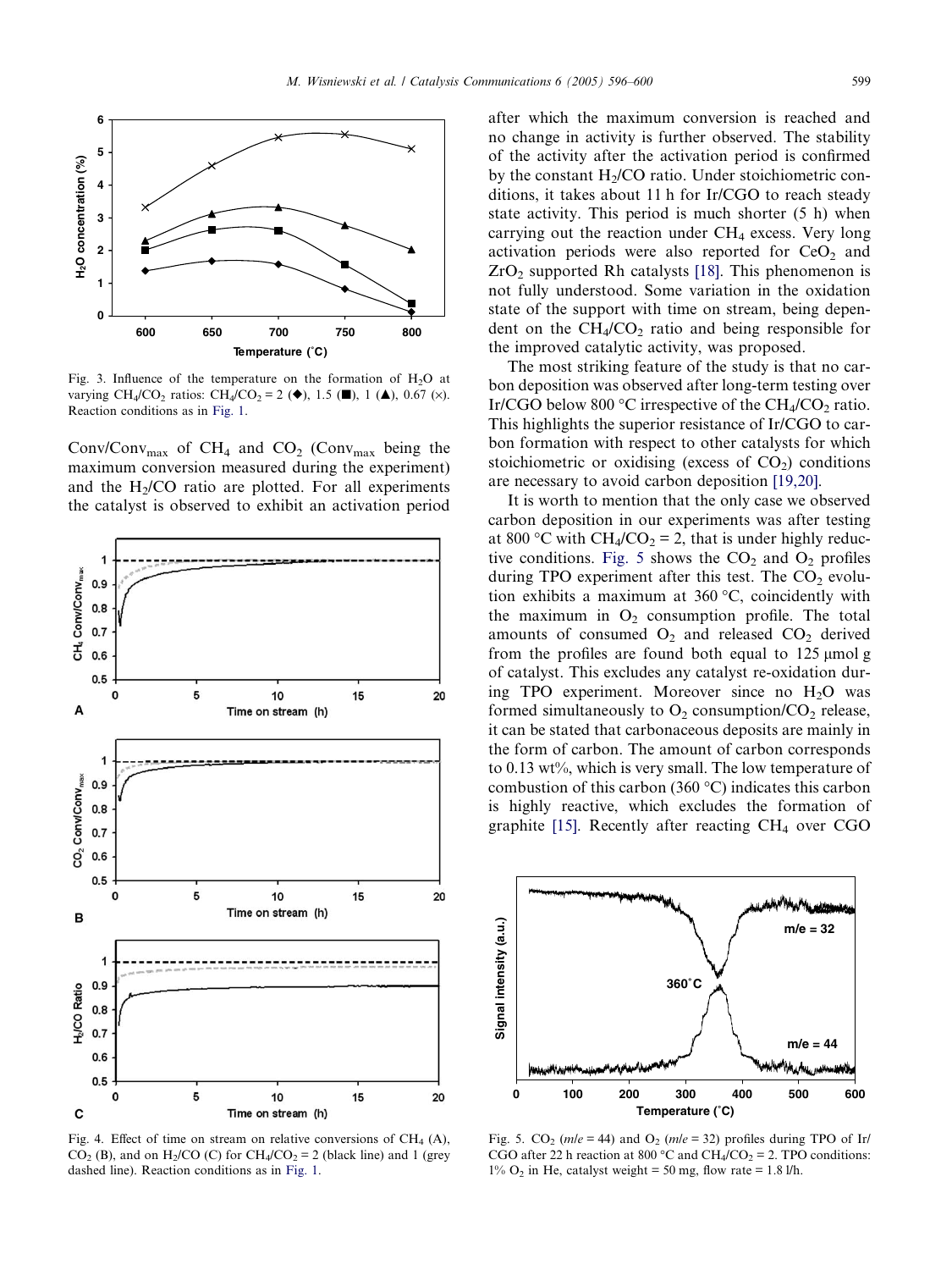Fig. 3. Influence of the temperature on the formation of $H_2O$ at varying $CH_4/CO_2$ ratios: $CH_4/CO_2 = 2$ (◆), 1.5 (■), 1 (▲), 0.67 (×). Reaction conditions as in Fig. 1.

Conv/Conv$_{max}$ of $CH_4$ and $CO_2$ (Conv$_{max}$ being the maximum conversion measured during the experiment) and the $H_2/CO$ ratio are plotted. For all experiments the catalyst is observed to exhibit an activation period after which the maximum conversion is reached and no change in activity is further observed. The stability of the activity after the activation period is confirmed by the constant $H_2/CO$ ratio. Under stoichiometric conditions, it takes about 11 h for Ir/CGO to reach steady state activity. This period is much shorter (5 h) when carrying out the reaction under $CH_4$ excess. Very long activation periods were also reported for $CeO_2$ and $ZrO_2$ supported Rh catalysts [18]. This phenomenon is not fully understood. Some variation in the oxidation state of the support with time on stream, being dependent on the $CH_4/CO_2$ ratio and being responsible for the improved catalytic activity, was proposed.

Fig. 4. Effect of time on stream on relative conversions of $CH_4$ (A), $CO_2$ (B), and on $H_2/CO$ (C) for $CH_4/CO_2 = 2$ (black line) and 1 (grey dashed line). Reaction conditions as in Fig. 1.

The most striking feature of the study is that no carbon deposition was observed after long-term testing over Ir/CGO below 800 °C irrespective of the $CH_4/CO_2$ ratio. This highlights the superior resistance of Ir/CGO to carbon formation with respect to other catalysts for which stoichiometric or oxidising (excess of $CO_2$) conditions are necessary to avoid carbon deposition [19,20].

It is worth to mention that the only case we observed carbon deposition in our experiments was after testing at 800 °C with $CH_4/CO_2 = 2$, that is under highly reductive conditions. Fig. 5 shows the $CO_2$ and $O_2$ profiles during TPO experiment after this test. The $CO_2$ evolution exhibits a maximum at 360 °C, coincidently with the maximum in $O_2$ consumption profile. The total amounts of consumed $O_2$ and released $CO_2$ derived from the profiles are found both equal to 125 μmol g of catalyst. This excludes any catalyst re-oxidation during TPO experiment. Moreover since no $H_2O$ was formed simultaneously to $O_2$ consumption/$CO_2$ release, it can be stated that carbonaceous deposits are mainly in the form of carbon. The amount of carbon corresponds to 0.13 wt%, which is very small. The low temperature of combustion of this carbon (360 °C) indicates this carbon is highly reactive, which excludes the formation of graphite [15]. Recently after reacting $CH_4$ over CGO

Fig. 5. $CO_2$ ($m/e = 44$) and $O_2$ ($m/e = 32$) profiles during TPO of Ir/CGO after 22 h reaction at 800 °C and $CH_4/CO_2 = 2$. TPO conditions: 1% $O_2$ in He, catalyst weight = 50 mg, flow rate = 1.8 l/h.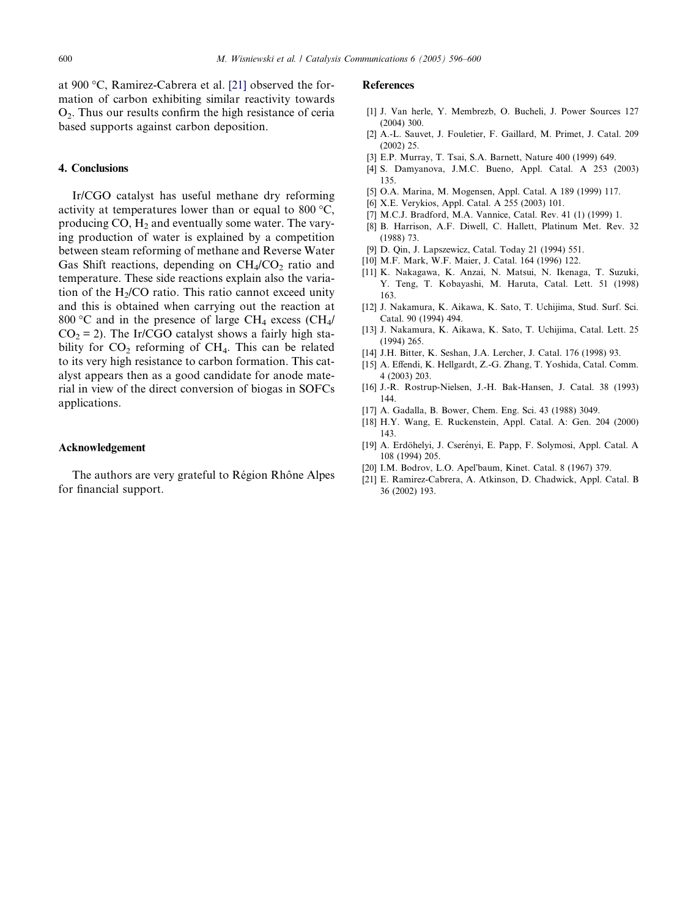at 900 °C, Ramirez-Cabrera et al. [21] observed the formation of carbon exhibiting similar reactivity towards $O_2$. Thus our results confirm the high resistance of ceria based supports against carbon deposition.

## 4. Conclusions

Ir/CGO catalyst has useful methane dry reforming activity at temperatures lower than or equal to 800 °C, producing CO, $H_2$ and eventually some water. The varying production of water is explained by a competition between steam reforming of methane and Reverse Water Gas Shift reactions, depending on $CH_4/CO_2$ ratio and temperature. These side reactions explain also the variation of the $H_2$/CO ratio. This ratio cannot exceed unity and this is obtained when carrying out the reaction at 800 °C and in the presence of large $CH_4$ excess ($CH_4/CO_2 = 2$). The Ir/CGO catalyst shows a fairly high stability for $CO_2$ reforming of $CH_4$. This can be related to its very high resistance to carbon formation. This catalyst appears then as a good candidate for anode material in view of the direct conversion of biogas in SOFCs applications.

## Acknowledgement

The authors are very grateful to Région Rhône Alpes for financial support.

## References

[1] J. Van herle, Y. Membrezb, O. Bucheli, J. Power Sources 127 (2004) 300.
[2] A.-L. Sauvet, J. Fouletier, F. Gaillard, M. Primet, J. Catal. 209 (2002) 25.
[3] E.P. Murray, T. Tsai, S.A. Barnett, Nature 400 (1999) 649.
[4] S. Damyanova, J.M.C. Bueno, Appl. Catal. A 253 (2003) 135.
[5] O.A. Marina, M. Mogensen, Appl. Catal. A 189 (1999) 117.
[6] X.E. Verykios, Appl. Catal. A 255 (2003) 101.
[7] M.C.J. Bradford, M.A. Vannice, Catal. Rev. 41 (1) (1999) 1.
[8] B. Harrison, A.F. Diwell, C. Hallett, Platinum Met. Rev. 32 (1988) 73.
[9] D. Qin, J. Lapszewicz, Catal. Today 21 (1994) 551.
[10] M.F. Mark, W.F. Maier, J. Catal. 164 (1996) 122.
[11] K. Nakagawa, K. Anzai, N. Matsui, N. Ikenaga, T. Suzuki, Y. Teng, T. Kobayashi, M. Haruta, Catal. Lett. 51 (1998) 163.
[12] J. Nakamura, K. Aikawa, K. Sato, T. Uchijima, Stud. Surf. Sci. Catal. 90 (1994) 494.
[13] J. Nakamura, K. Aikawa, K. Sato, T. Uchijima, Catal. Lett. 25 (1994) 265.
[14] J.H. Bitter, K. Seshan, J.A. Lercher, J. Catal. 176 (1998) 93.
[15] A. Effendi, K. Hellgardt, Z.-G. Zhang, T. Yoshida, Catal. Comm. 4 (2003) 203.
[16] J.-R. Rostrup-Nielsen, J.-H. Bak-Hansen, J. Catal. 38 (1993) 144.
[17] A. Gadalla, B. Bower, Chem. Eng. Sci. 43 (1988) 3049.
[18] H.Y. Wang, E. Ruckenstein, Appl. Catal. A: Gen. 204 (2000) 143.
[19] A. Erdöhelyi, J. Cserényi, E. Papp, F. Solymosi, Appl. Catal. A 108 (1994) 205.
[20] I.M. Bodrov, L.O. Apel'baum, Kinet. Catal. 8 (1967) 379.
[21] E. Ramirez-Cabrera, A. Atkinson, D. Chadwick, Appl. Catal. B 36 (2002) 193.